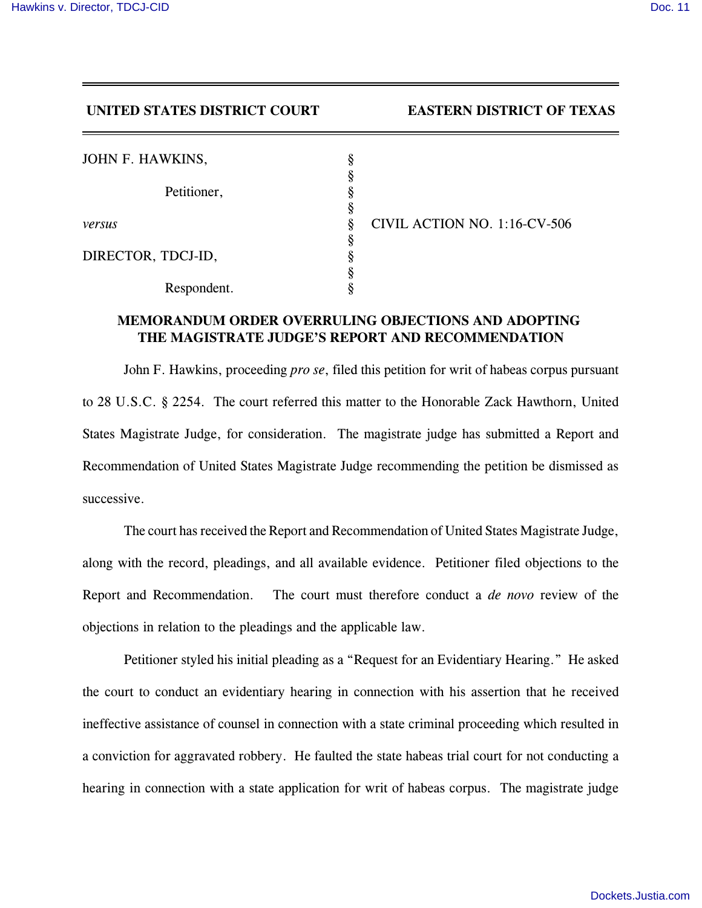**UNITED STATES DISTRICT COURT EASTERN DISTRICT OF TEXAS**

| | | |
|---|---|---|
| JOHN F. HAWKINS, | § | |
| | § | |
| Petitioner, | § | |
| | § | |
| *versus* | § | CIVIL ACTION NO. 1:16-CV-506 |
| | § | |
| DIRECTOR, TDCJ-ID, | § | |
| | § | |
| Respondent. | § | |

**MEMORANDUM ORDER OVERRULING OBJECTIONS AND ADOPTING THE MAGISTRATE JUDGE'S REPORT AND RECOMMENDATION**

John F. Hawkins, proceeding *pro se*, filed this petition for writ of habeas corpus pursuant to 28 U.S.C. § 2254. The court referred this matter to the Honorable Zack Hawthorn, United States Magistrate Judge, for consideration. The magistrate judge has submitted a Report and Recommendation of United States Magistrate Judge recommending the petition be dismissed as successive.

The court has received the Report and Recommendation of United States Magistrate Judge, along with the record, pleadings, and all available evidence. Petitioner filed objections to the Report and Recommendation. The court must therefore conduct a *de novo* review of the objections in relation to the pleadings and the applicable law.

Petitioner styled his initial pleading as a "Request for an Evidentiary Hearing." He asked the court to conduct an evidentiary hearing in connection with his assertion that he received ineffective assistance of counsel in connection with a state criminal proceeding which resulted in a conviction for aggravated robbery. He faulted the state habeas trial court for not conducting a hearing in connection with a state application for writ of habeas corpus. The magistrate judge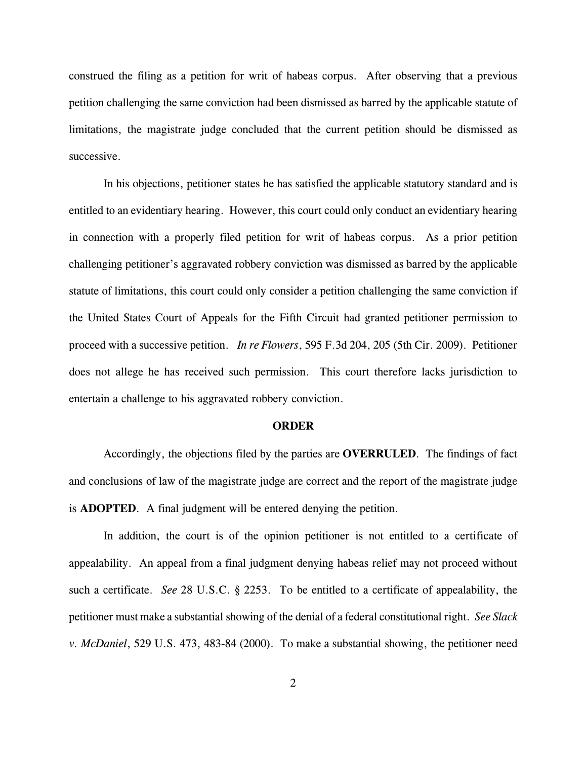construed the filing as a petition for writ of habeas corpus. After observing that a previous petition challenging the same conviction had been dismissed as barred by the applicable statute of limitations, the magistrate judge concluded that the current petition should be dismissed as successive.

In his objections, petitioner states he has satisfied the applicable statutory standard and is entitled to an evidentiary hearing. However, this court could only conduct an evidentiary hearing in connection with a properly filed petition for writ of habeas corpus. As a prior petition challenging petitioner's aggravated robbery conviction was dismissed as barred by the applicable statute of limitations, this court could only consider a petition challenging the same conviction if the United States Court of Appeals for the Fifth Circuit had granted petitioner permission to proceed with a successive petition. *In re Flowers*, 595 F.3d 204, 205 (5th Cir. 2009). Petitioner does not allege he has received such permission. This court therefore lacks jurisdiction to entertain a challenge to his aggravated robbery conviction.

**ORDER**

Accordingly, the objections filed by the parties are **OVERRULED**. The findings of fact and conclusions of law of the magistrate judge are correct and the report of the magistrate judge is **ADOPTED**. A final judgment will be entered denying the petition.

In addition, the court is of the opinion petitioner is not entitled to a certificate of appealability. An appeal from a final judgment denying habeas relief may not proceed without such a certificate. *See* 28 U.S.C. § 2253. To be entitled to a certificate of appealability, the petitioner must make a substantial showing of the denial of a federal constitutional right. *See Slack v. McDaniel*, 529 U.S. 473, 483-84 (2000). To make a substantial showing, the petitioner need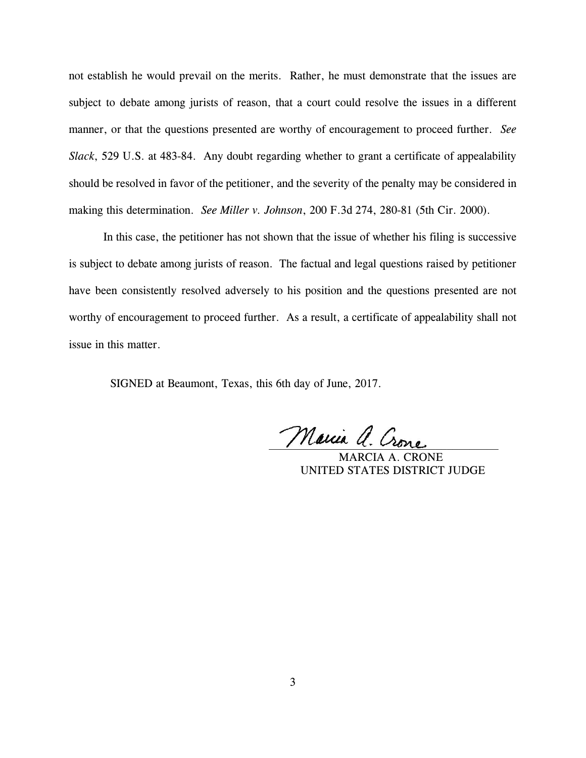not establish he would prevail on the merits. Rather, he must demonstrate that the issues are subject to debate among jurists of reason, that a court could resolve the issues in a different manner, or that the questions presented are worthy of encouragement to proceed further. *See Slack*, 529 U.S. at 483-84. Any doubt regarding whether to grant a certificate of appealability should be resolved in favor of the petitioner, and the severity of the penalty may be considered in making this determination. *See Miller v. Johnson*, 200 F.3d 274, 280-81 (5th Cir. 2000).

In this case, the petitioner has not shown that the issue of whether his filing is successive is subject to debate among jurists of reason. The factual and legal questions raised by petitioner have been consistently resolved adversely to his position and the questions presented are not worthy of encouragement to proceed further. As a result, a certificate of appealability shall not issue in this matter.

SIGNED at Beaumont, Texas, this 6th day of June, 2017.

Marcia A. Crone

MARCIA A. CRONE
UNITED STATES DISTRICT JUDGE